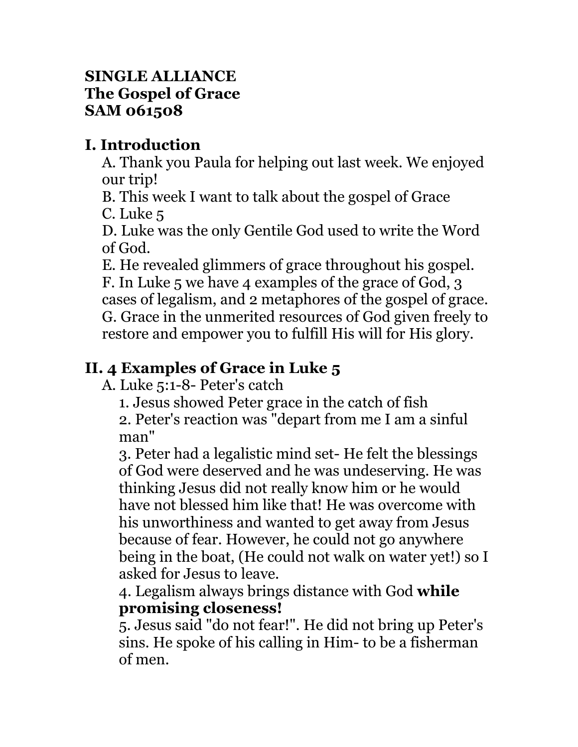**SINGLE ALLIANCE**
**The Gospel of Grace**
**SAM 061508**

## I. Introduction

A. Thank you Paula for helping out last week. We enjoyed our trip!

B. This week I want to talk about the gospel of Grace

C. Luke 5

D. Luke was the only Gentile God used to write the Word of God.

E. He revealed glimmers of grace throughout his gospel.

F. In Luke 5 we have 4 examples of the grace of God, 3 cases of legalism, and 2 metaphores of the gospel of grace.

G. Grace in the unmerited resources of God given freely to restore and empower you to fulfill His will for His glory.

## II. 4 Examples of Grace in Luke 5

A. Luke 5:1-8- Peter's catch

1. Jesus showed Peter grace in the catch of fish
2. Peter's reaction was "depart from me I am a sinful man"
3. Peter had a legalistic mind set- He felt the blessings of God were deserved and he was undeserving. He was thinking Jesus did not really know him or he would have not blessed him like that! He was overcome with his unworthiness and wanted to get away from Jesus because of fear. However, he could not go anywhere being in the boat, (He could not walk on water yet!) so I asked for Jesus to leave.
4. Legalism always brings distance with God **while promising closeness!**
5. Jesus said "do not fear!". He did not bring up Peter's sins. He spoke of his calling in Him- to be a fisherman of men.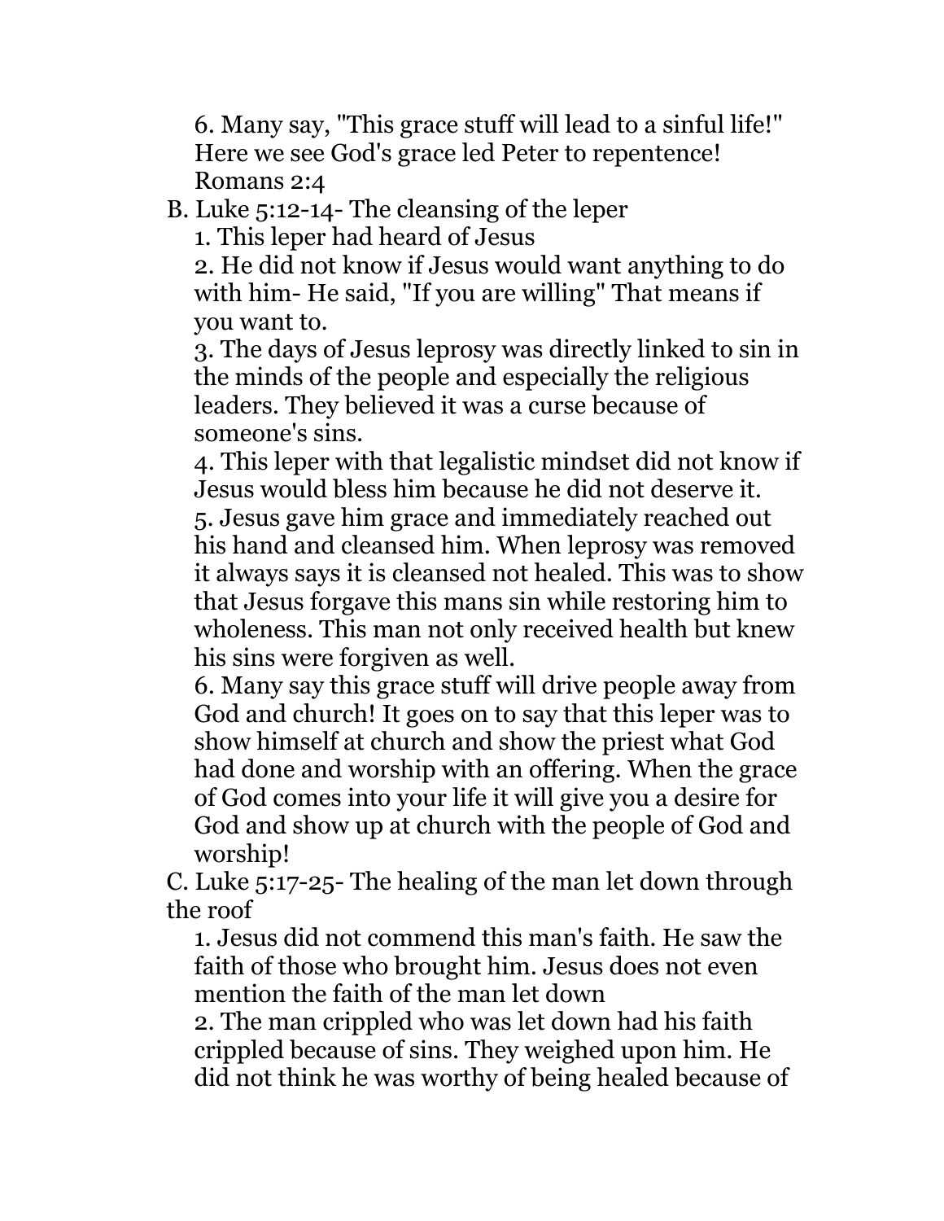6. Many say, "This grace stuff will lead to a sinful life!" Here we see God's grace led Peter to repentence! Romans 2:4

B. Luke 5:12-14- The cleansing of the leper

1. This leper had heard of Jesus
2. He did not know if Jesus would want anything to do with him- He said, "If you are willing" That means if you want to.
3. The days of Jesus leprosy was directly linked to sin in the minds of the people and especially the religious leaders. They believed it was a curse because of someone's sins.
4. This leper with that legalistic mindset did not know if Jesus would bless him because he did not deserve it.
5. Jesus gave him grace and immediately reached out his hand and cleansed him. When leprosy was removed it always says it is cleansed not healed. This was to show that Jesus forgave this mans sin while restoring him to wholeness. This man not only received health but knew his sins were forgiven as well.
6. Many say this grace stuff will drive people away from God and church! It goes on to say that this leper was to show himself at church and show the priest what God had done and worship with an offering. When the grace of God comes into your life it will give you a desire for God and show up at church with the people of God and worship!

C. Luke 5:17-25- The healing of the man let down through the roof

1. Jesus did not commend this man's faith. He saw the faith of those who brought him. Jesus does not even mention the faith of the man let down
2. The man crippled who was let down had his faith crippled because of sins. They weighed upon him. He did not think he was worthy of being healed because of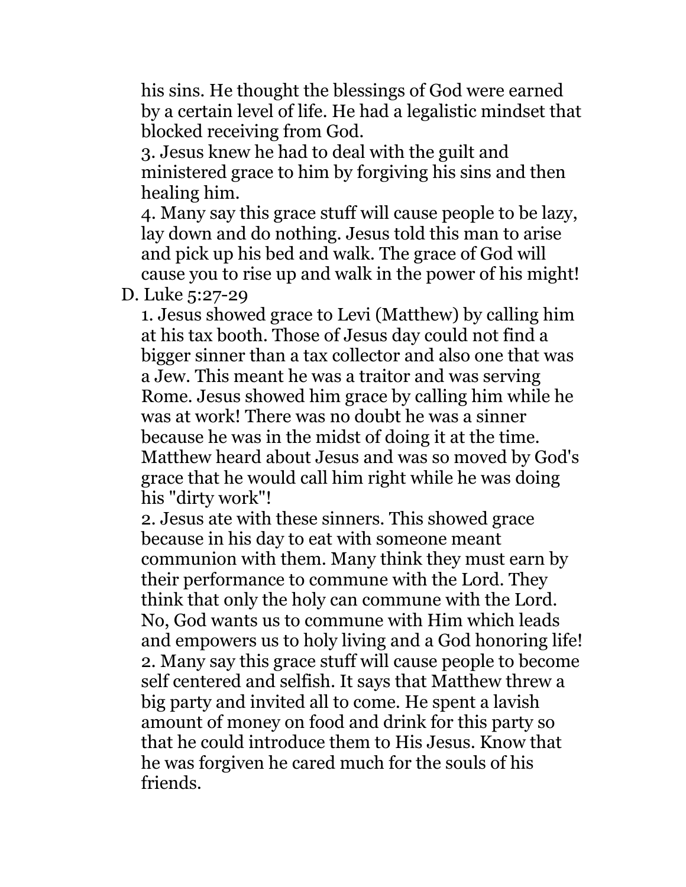his sins. He thought the blessings of God were earned by a certain level of life. He had a legalistic mindset that blocked receiving from God.

3. Jesus knew he had to deal with the guilt and ministered grace to him by forgiving his sins and then healing him.

4. Many say this grace stuff will cause people to be lazy, lay down and do nothing. Jesus told this man to arise and pick up his bed and walk. The grace of God will cause you to rise up and walk in the power of his might!

D. Luke 5:27-29

1. Jesus showed grace to Levi (Matthew) by calling him at his tax booth. Those of Jesus day could not find a bigger sinner than a tax collector and also one that was a Jew. This meant he was a traitor and was serving Rome. Jesus showed him grace by calling him while he was at work! There was no doubt he was a sinner because he was in the midst of doing it at the time. Matthew heard about Jesus and was so moved by God's grace that he would call him right while he was doing his "dirty work"!

2. Jesus ate with these sinners. This showed grace because in his day to eat with someone meant communion with them. Many think they must earn by their performance to commune with the Lord. They think that only the holy can commune with the Lord. No, God wants us to commune with Him which leads and empowers us to holy living and a God honoring life!

2. Many say this grace stuff will cause people to become self centered and selfish. It says that Matthew threw a big party and invited all to come. He spent a lavish amount of money on food and drink for this party so that he could introduce them to His Jesus. Know that he was forgiven he cared much for the souls of his friends.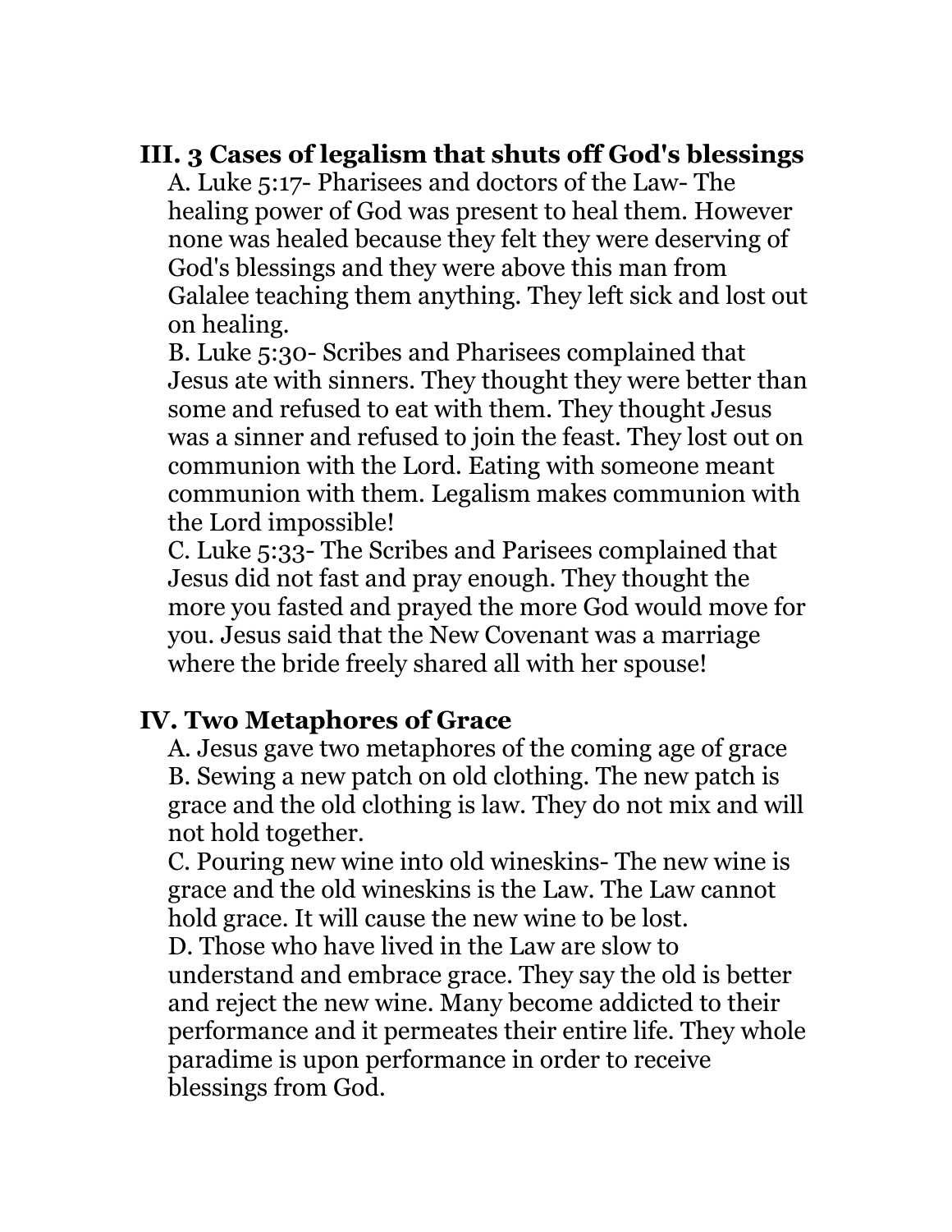## III. 3 Cases of legalism that shuts off God's blessings

A. Luke 5:17- Pharisees and doctors of the Law- The healing power of God was present to heal them. However none was healed because they felt they were deserving of God's blessings and they were above this man from Galalee teaching them anything. They left sick and lost out on healing.
B. Luke 5:30- Scribes and Pharisees complained that Jesus ate with sinners. They thought they were better than some and refused to eat with them. They thought Jesus was a sinner and refused to join the feast. They lost out on communion with the Lord. Eating with someone meant communion with them. Legalism makes communion with the Lord impossible!
C. Luke 5:33- The Scribes and Parisees complained that Jesus did not fast and pray enough. They thought the more you fasted and prayed the more God would move for you. Jesus said that the New Covenant was a marriage where the bride freely shared all with her spouse!

## IV. Two Metaphores of Grace

A. Jesus gave two metaphores of the coming age of grace
B. Sewing a new patch on old clothing. The new patch is grace and the old clothing is law. They do not mix and will not hold together.
C. Pouring new wine into old wineskins- The new wine is grace and the old wineskins is the Law. The Law cannot hold grace. It will cause the new wine to be lost.
D. Those who have lived in the Law are slow to understand and embrace grace. They say the old is better and reject the new wine. Many become addicted to their performance and it permeates their entire life. They whole paradime is upon performance in order to receive blessings from God.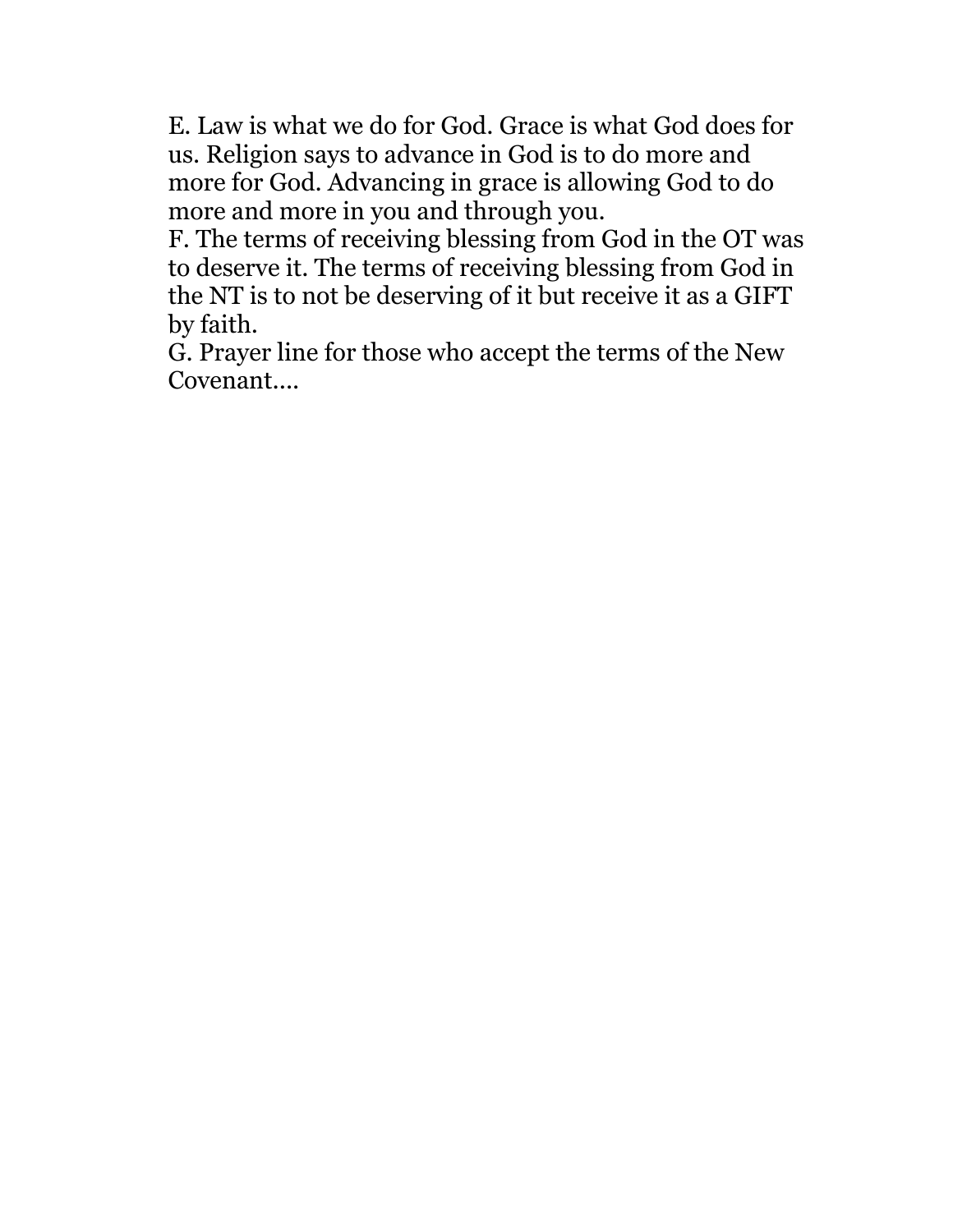E. Law is what we do for God. Grace is what God does for us. Religion says to advance in God is to do more and more for God. Advancing in grace is allowing God to do more and more in you and through you.

F. The terms of receiving blessing from God in the OT was to deserve it. The terms of receiving blessing from God in the NT is to not be deserving of it but receive it as a GIFT by faith.

G. Prayer line for those who accept the terms of the New Covenant....